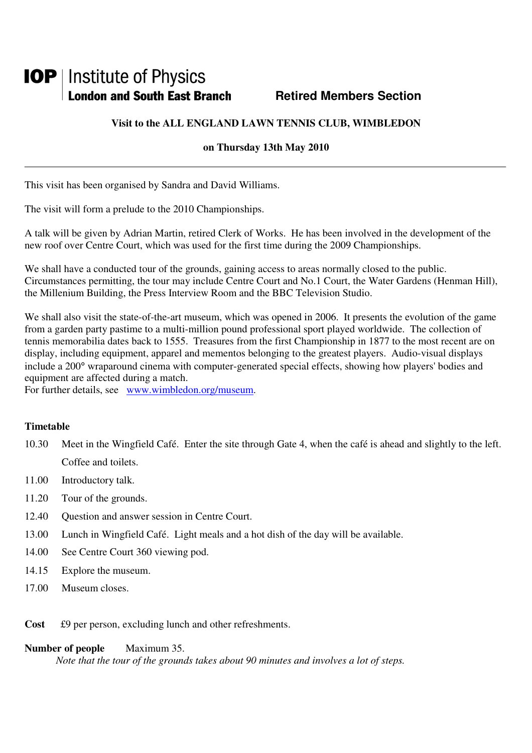**IOP | Institute of Physics**
**London and South East Branch** **Retired Members Section**

**Visit to the ALL ENGLAND LAWN TENNIS CLUB, WIMBLEDON**

**on Thursday 13th May 2010**

---

This visit has been organised by Sandra and David Williams.

The visit will form a prelude to the 2010 Championships.

A talk will be given by Adrian Martin, retired Clerk of Works. He has been involved in the development of the new roof over Centre Court, which was used for the first time during the 2009 Championships.

We shall have a conducted tour of the grounds, gaining access to areas normally closed to the public. Circumstances permitting, the tour may include Centre Court and No.1 Court, the Water Gardens (Henman Hill), the Millenium Building, the Press Interview Room and the BBC Television Studio.

We shall also visit the state-of-the-art museum, which was opened in 2006. It presents the evolution of the game from a garden party pastime to a multi-million pound professional sport played worldwide. The collection of tennis memorabilia dates back to 1555. Treasures from the first Championship in 1877 to the most recent are on display, including equipment, apparel and mementos belonging to the greatest players. Audio-visual displays include a 200° wraparound cinema with computer-generated special effects, showing how players' bodies and equipment are affected during a match.
For further details, see www.wimbledon.org/museum.

**Timetable**

10.30 Meet in the Wingfield Café. Enter the site through Gate 4, when the café is ahead and slightly to the left. Coffee and toilets.

11.00 Introductory talk.

11.20 Tour of the grounds.

12.40 Question and answer session in Centre Court.

13.00 Lunch in Wingfield Café. Light meals and a hot dish of the day will be available.

14.00 See Centre Court 360 viewing pod.

14.15 Explore the museum.

17.00 Museum closes.

**Cost** £9 per person, excluding lunch and other refreshments.

**Number of people** Maximum 35.
*Note that the tour of the grounds takes about 90 minutes and involves a lot of steps.*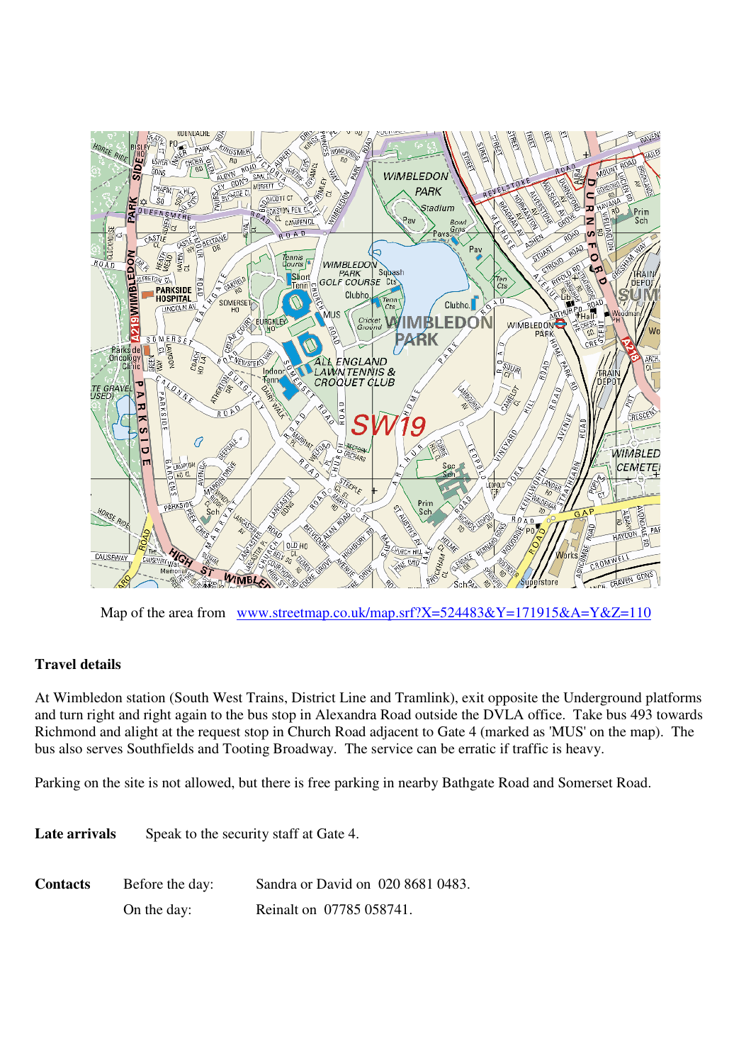Map of the area from www.streetmap.co.uk/map.srf?X=524483&Y=171915&A=Y&Z=110

**Travel details**

At Wimbledon station (South West Trains, District Line and Tramlink), exit opposite the Underground platforms and turn right and right again to the bus stop in Alexandra Road outside the DVLA office. Take bus 493 towards Richmond and alight at the request stop in Church Road adjacent to Gate 4 (marked as 'MUS' on the map). The bus also serves Southfields and Tooting Broadway. The service can be erratic if traffic is heavy.

Parking on the site is not allowed, but there is free parking in nearby Bathgate Road and Somerset Road.

**Late arrivals** Speak to the security staff at Gate 4.

| | | |
|---|---|---|
| **Contacts** | Before the day: | Sandra or David on 020 8681 0483. |
| | On the day: | Reinalt on 07785 058741. |